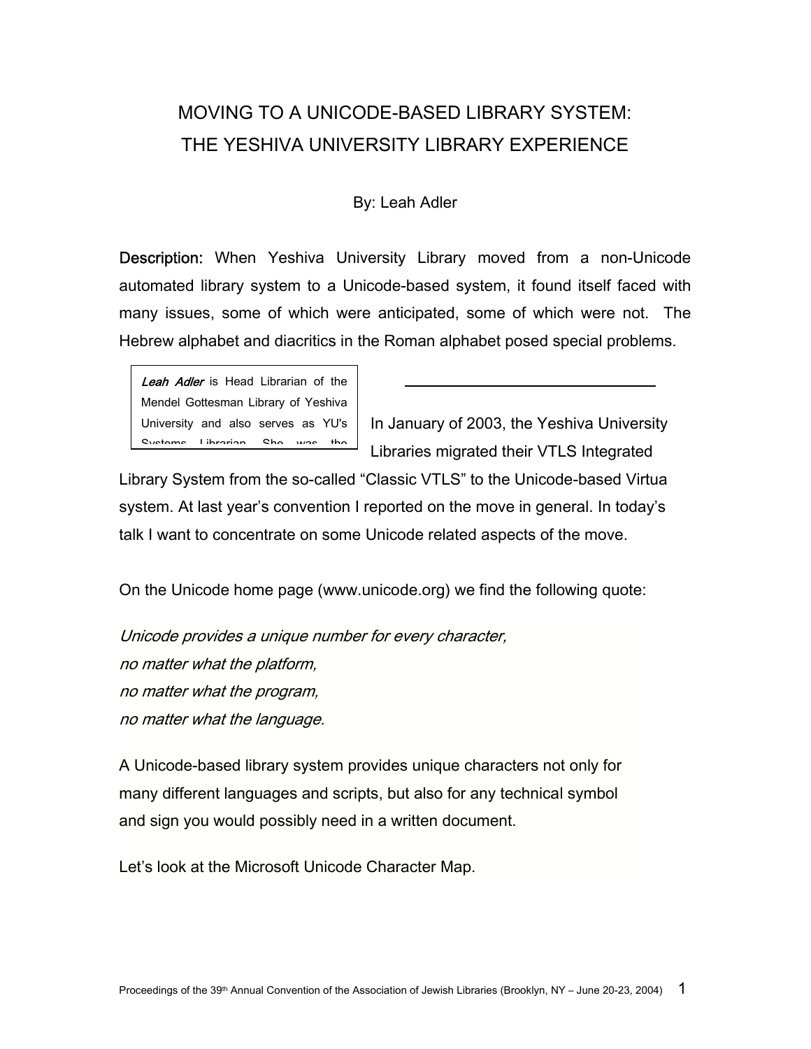# MOVING TO A UNICODE-BASED LIBRARY SYSTEM: THE YESHIVA UNIVERSITY LIBRARY EXPERIENCE

By: Leah Adler

**Description:** When Yeshiva University Library moved from a non-Unicode automated library system to a Unicode-based system, it found itself faced with many issues, some of which were anticipated, some of which were not. The Hebrew alphabet and diacritics in the Roman alphabet posed special problems.

*Leah Adler* is Head Librarian of the Mendel Gottesman Library of Yeshiva University and also serves as YU's Systems Librarian. She was the

In January of 2003, the Yeshiva University Libraries migrated their VTLS Integrated Library System from the so-called "Classic VTLS" to the Unicode-based Virtua system. At last year's convention I reported on the move in general. In today's talk I want to concentrate on some Unicode related aspects of the move.

On the Unicode home page (www.unicode.org) we find the following quote:

*Unicode provides a unique number for every character,*
*no matter what the platform,*
*no matter what the program,*
*no matter what the language.*

A Unicode-based library system provides unique characters not only for many different languages and scripts, but also for any technical symbol and sign you would possibly need in a written document.

Let's look at the Microsoft Unicode Character Map.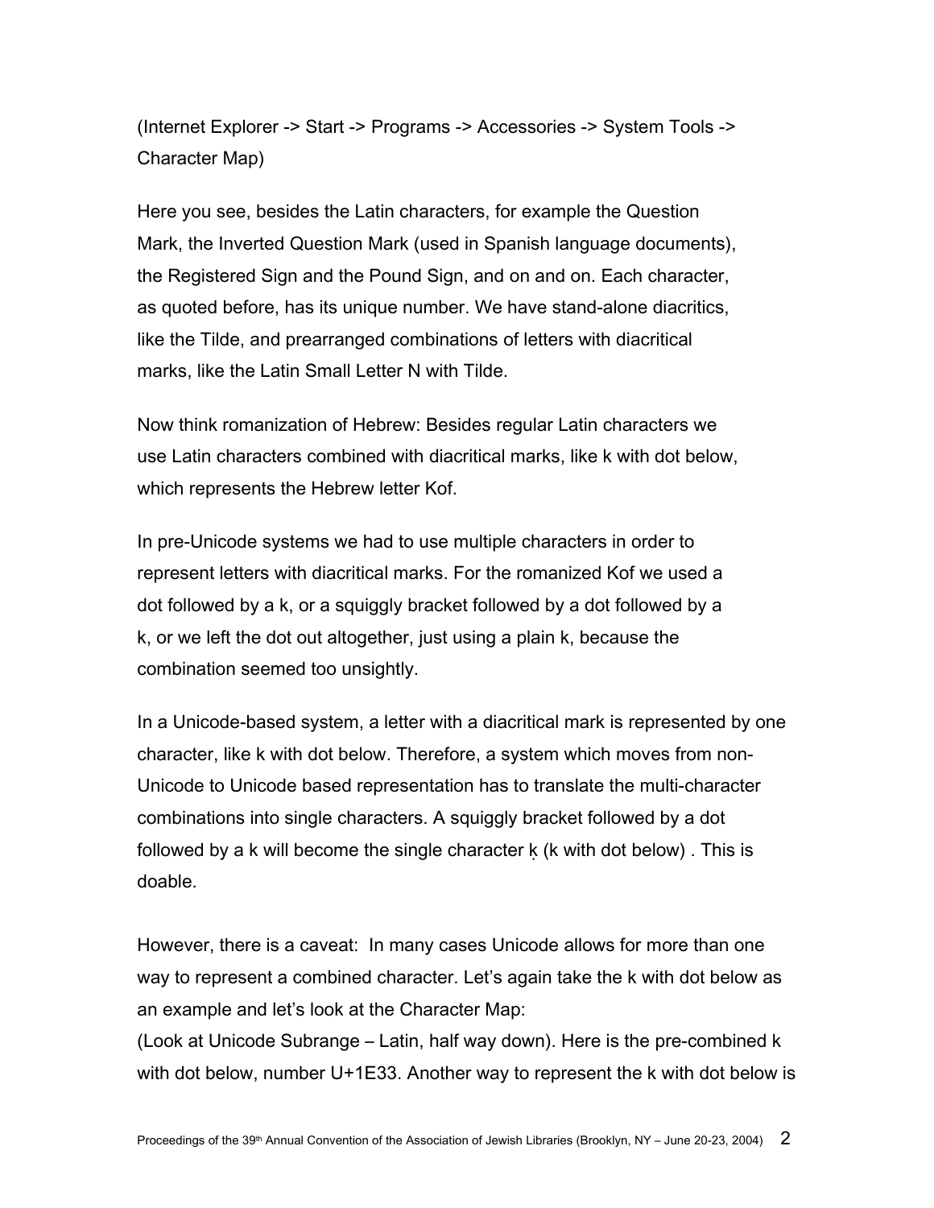(Internet Explorer -> Start -> Programs -> Accessories -> System Tools -> Character Map)

Here you see, besides the Latin characters, for example the Question Mark, the Inverted Question Mark (used in Spanish language documents), the Registered Sign and the Pound Sign, and on and on. Each character, as quoted before, has its unique number. We have stand-alone diacritics, like the Tilde, and prearranged combinations of letters with diacritical marks, like the Latin Small Letter N with Tilde.

Now think romanization of Hebrew: Besides regular Latin characters we use Latin characters combined with diacritical marks, like k with dot below, which represents the Hebrew letter Kof.

In pre-Unicode systems we had to use multiple characters in order to represent letters with diacritical marks. For the romanized Kof we used a dot followed by a k, or a squiggly bracket followed by a dot followed by a k, or we left the dot out altogether, just using a plain k, because the combination seemed too unsightly.

In a Unicode-based system, a letter with a diacritical mark is represented by one character, like k with dot below. Therefore, a system which moves from non-Unicode to Unicode based representation has to translate the multi-character combinations into single characters. A squiggly bracket followed by a dot followed by a k will become the single character ḳ (k with dot below) . This is doable.

However, there is a caveat: In many cases Unicode allows for more than one way to represent a combined character. Let's again take the k with dot below as an example and let's look at the Character Map:
(Look at Unicode Subrange – Latin, half way down). Here is the pre-combined k with dot below, number U+1E33. Another way to represent the k with dot below is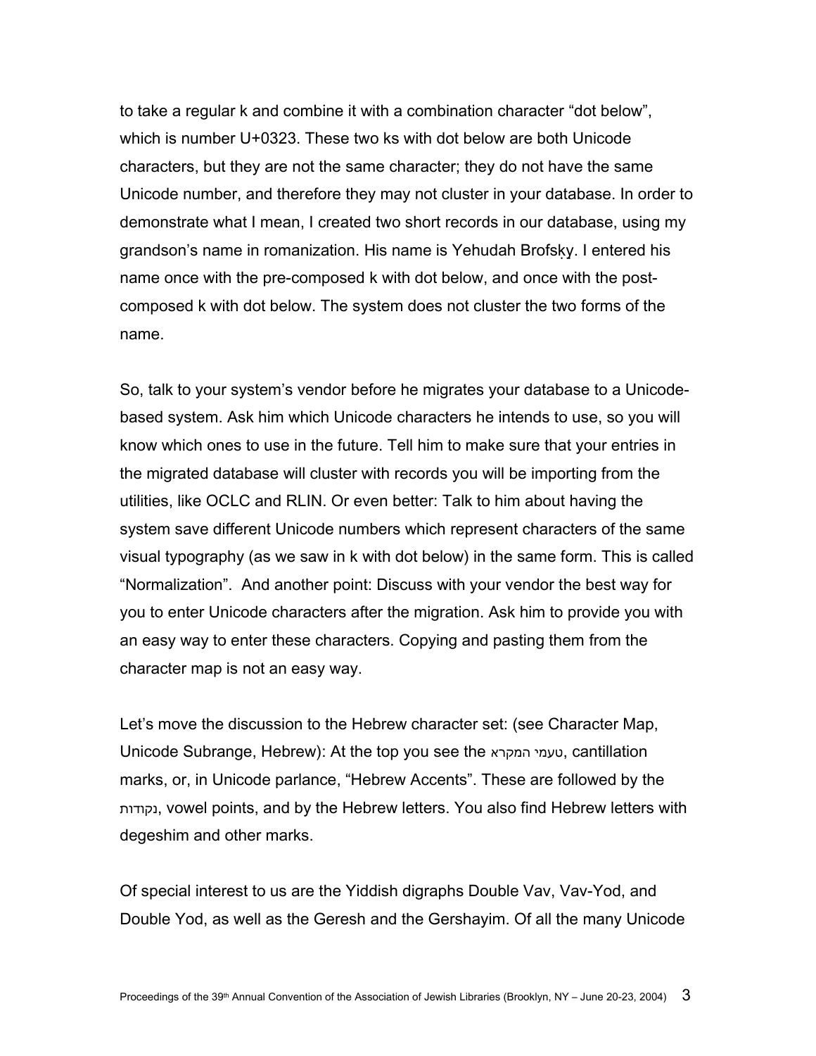to take a regular k and combine it with a combination character "dot below", which is number U+0323. These two ks with dot below are both Unicode characters, but they are not the same character; they do not have the same Unicode number, and therefore they may not cluster in your database. In order to demonstrate what I mean, I created two short records in our database, using my grandson's name in romanization. His name is Yehudah Brofsḳy. I entered his name once with the pre-composed k with dot below, and once with the post-composed k with dot below. The system does not cluster the two forms of the name.

So, talk to your system's vendor before he migrates your database to a Unicode-based system. Ask him which Unicode characters he intends to use, so you will know which ones to use in the future. Tell him to make sure that your entries in the migrated database will cluster with records you will be importing from the utilities, like OCLC and RLIN. Or even better: Talk to him about having the system save different Unicode numbers which represent characters of the same visual typography (as we saw in k with dot below) in the same form. This is called "Normalization". And another point: Discuss with your vendor the best way for you to enter Unicode characters after the migration. Ask him to provide you with an easy way to enter these characters. Copying and pasting them from the character map is not an easy way.

Let's move the discussion to the Hebrew character set: (see Character Map, Unicode Subrange, Hebrew): At the top you see the טעמי המקרא, cantillation marks, or, in Unicode parlance, "Hebrew Accents". These are followed by the נקודות, vowel points, and by the Hebrew letters. You also find Hebrew letters with degeshim and other marks.

Of special interest to us are the Yiddish digraphs Double Vav, Vav-Yod, and Double Yod, as well as the Geresh and the Gershayim. Of all the many Unicode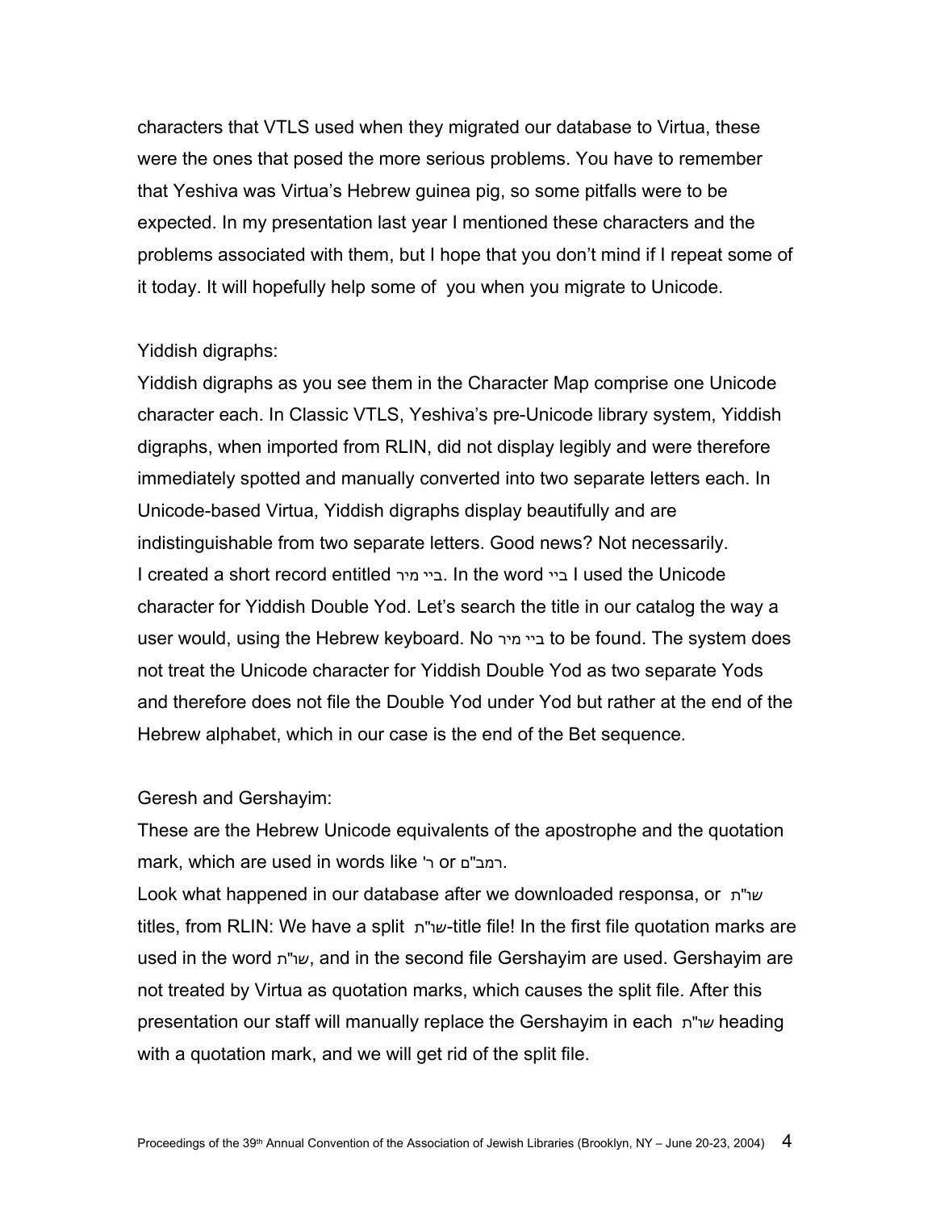characters that VTLS used when they migrated our database to Virtua, these were the ones that posed the more serious problems. You have to remember that Yeshiva was Virtua's Hebrew guinea pig, so some pitfalls were to be expected. In my presentation last year I mentioned these characters and the problems associated with them, but I hope that you don't mind if I repeat some of it today. It will hopefully help some of you when you migrate to Unicode.

Yiddish digraphs:

Yiddish digraphs as you see them in the Character Map comprise one Unicode character each. In Classic VTLS, Yeshiva's pre-Unicode library system, Yiddish digraphs, when imported from RLIN, did not display legibly and were therefore immediately spotted and manually converted into two separate letters each. In Unicode-based Virtua, Yiddish digraphs display beautifully and are indistinguishable from two separate letters. Good news? Not necessarily. I created a short record entitled בייַ מיר. In the word בייַ I used the Unicode character for Yiddish Double Yod. Let's search the title in our catalog the way a user would, using the Hebrew keyboard. No בייַ מיר to be found. The system does not treat the Unicode character for Yiddish Double Yod as two separate Yods and therefore does not file the Double Yod under Yod but rather at the end of the Hebrew alphabet, which in our case is the end of the Bet sequence.

Geresh and Gershayim:

These are the Hebrew Unicode equivalents of the apostrophe and the quotation mark, which are used in words like ר' or רמב"ם.

Look what happened in our database after we downloaded responsa, or שו"ת titles, from RLIN: We have a split שו"ת-title file! In the first file quotation marks are used in the word שו"ת, and in the second file Gershayim are used. Gershayim are not treated by Virtua as quotation marks, which causes the split file. After this presentation our staff will manually replace the Gershayim in each שו"ת heading with a quotation mark, and we will get rid of the split file.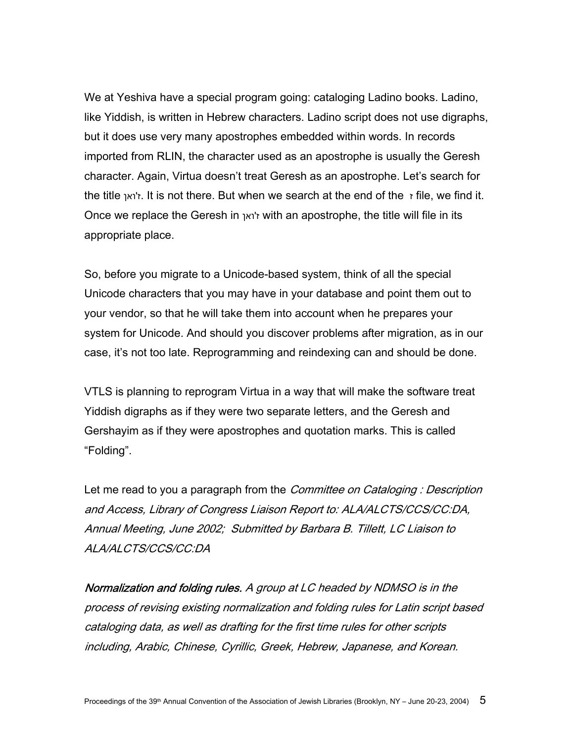We at Yeshiva have a special program going: cataloging Ladino books. Ladino, like Yiddish, is written in Hebrew characters. Ladino script does not use digraphs, but it does use very many apostrophes embedded within words. In records imported from RLIN, the character used as an apostrophe is usually the Geresh character. Again, Virtua doesn't treat Geresh as an apostrophe. Let's search for the title ז׳ואן. It is not there. But when we search at the end of the ז file, we find it. Once we replace the Geresh in ז׳ואן with an apostrophe, the title will file in its appropriate place.

So, before you migrate to a Unicode-based system, think of all the special Unicode characters that you may have in your database and point them out to your vendor, so that he will take them into account when he prepares your system for Unicode. And should you discover problems after migration, as in our case, it's not too late. Reprogramming and reindexing can and should be done.

VTLS is planning to reprogram Virtua in a way that will make the software treat Yiddish digraphs as if they were two separate letters, and the Geresh and Gershayim as if they were apostrophes and quotation marks. This is called "Folding".

Let me read to you a paragraph from the *Committee on Cataloging : Description and Access, Library of Congress Liaison Report to: ALA/ALCTS/CCS/CC:DA, Annual Meeting, June 2002; Submitted by Barbara B. Tillett, LC Liaison to ALA/ALCTS/CCS/CC:DA*

***Normalization and folding rules.*** *A group at LC headed by NDMSO is in the process of revising existing normalization and folding rules for Latin script based cataloging data, as well as drafting for the first time rules for other scripts including, Arabic, Chinese, Cyrillic, Greek, Hebrew, Japanese, and Korean.*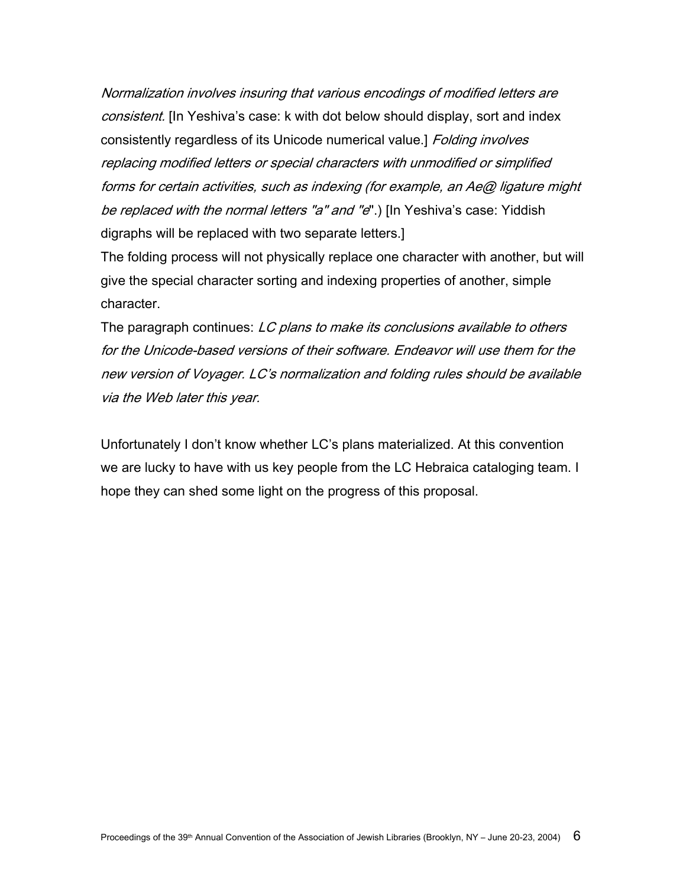*Normalization involves insuring that various encodings of modified letters are consistent*. [In Yeshiva's case: k with dot below should display, sort and index consistently regardless of its Unicode numerical value.] *Folding involves replacing modified letters or special characters with unmodified or simplified forms for certain activities, such as indexing (for example, an Ae@ ligature might be replaced with the normal letters "a" and "e*".) [In Yeshiva's case: Yiddish digraphs will be replaced with two separate letters.]

The folding process will not physically replace one character with another, but will give the special character sorting and indexing properties of another, simple character.

The paragraph continues: *LC plans to make its conclusions available to others for the Unicode-based versions of their software. Endeavor will use them for the new version of Voyager. LC's normalization and folding rules should be available via the Web later this year.*

Unfortunately I don't know whether LC's plans materialized. At this convention we are lucky to have with us key people from the LC Hebraica cataloging team. I hope they can shed some light on the progress of this proposal.